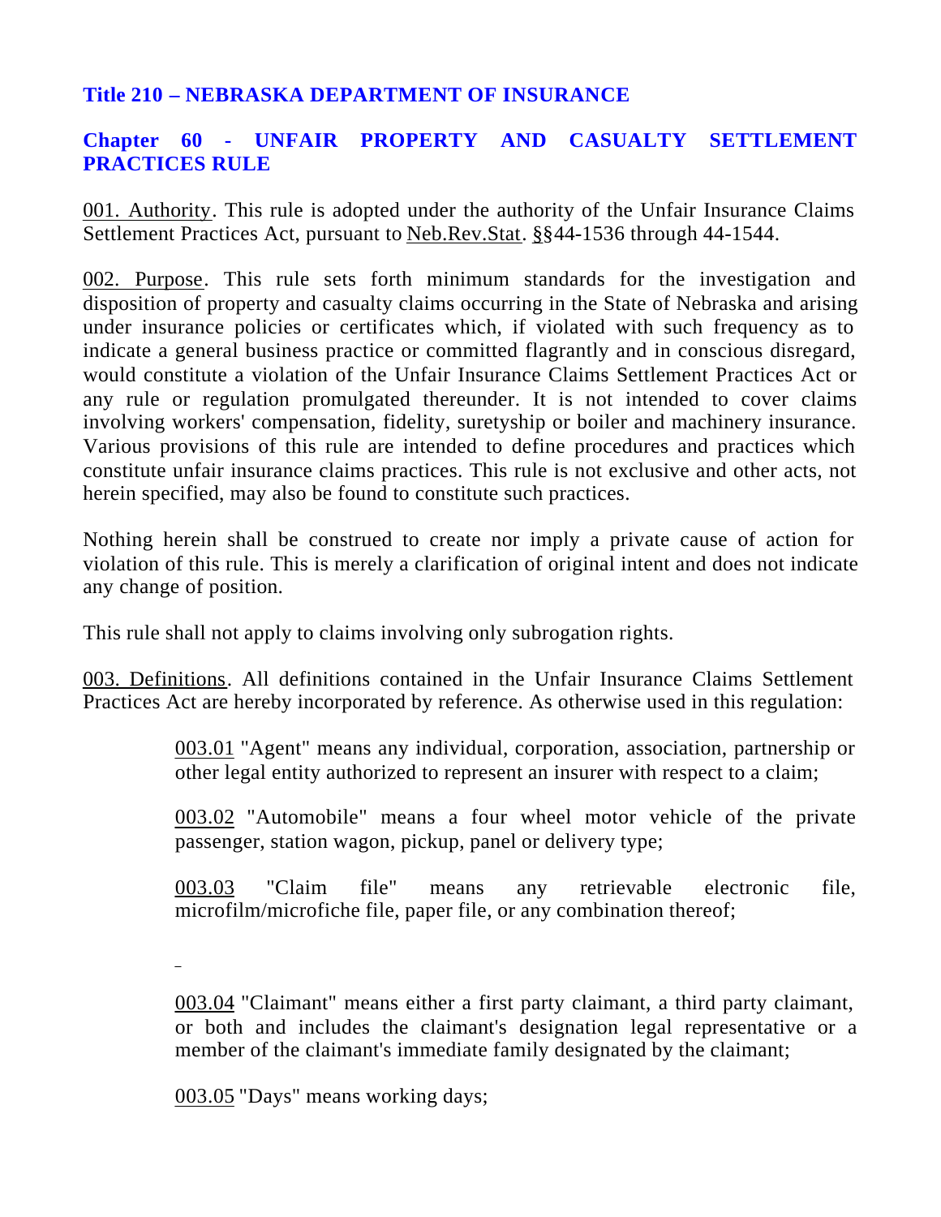# Title 210 – NEBRASKA DEPARTMENT OF INSURANCE

## Chapter 60 - UNFAIR PROPERTY AND CASUALTY SETTLEMENT PRACTICES RULE

001. Authority. This rule is adopted under the authority of the Unfair Insurance Claims Settlement Practices Act, pursuant to Neb.Rev.Stat. §§44-1536 through 44-1544.

002. Purpose. This rule sets forth minimum standards for the investigation and disposition of property and casualty claims occurring in the State of Nebraska and arising under insurance policies or certificates which, if violated with such frequency as to indicate a general business practice or committed flagrantly and in conscious disregard, would constitute a violation of the Unfair Insurance Claims Settlement Practices Act or any rule or regulation promulgated thereunder. It is not intended to cover claims involving workers' compensation, fidelity, suretyship or boiler and machinery insurance. Various provisions of this rule are intended to define procedures and practices which constitute unfair insurance claims practices. This rule is not exclusive and other acts, not herein specified, may also be found to constitute such practices.

Nothing herein shall be construed to create nor imply a private cause of action for violation of this rule. This is merely a clarification of original intent and does not indicate any change of position.

This rule shall not apply to claims involving only subrogation rights.

003. Definitions. All definitions contained in the Unfair Insurance Claims Settlement Practices Act are hereby incorporated by reference. As otherwise used in this regulation:

003.01 "Agent" means any individual, corporation, association, partnership or other legal entity authorized to represent an insurer with respect to a claim;

003.02 "Automobile" means a four wheel motor vehicle of the private passenger, station wagon, pickup, panel or delivery type;

003.03 "Claim file" means any retrievable electronic file, microfilm/microfiche file, paper file, or any combination thereof;

003.04 "Claimant" means either a first party claimant, a third party claimant, or both and includes the claimant's designation legal representative or a member of the claimant's immediate family designated by the claimant;

003.05 "Days" means working days;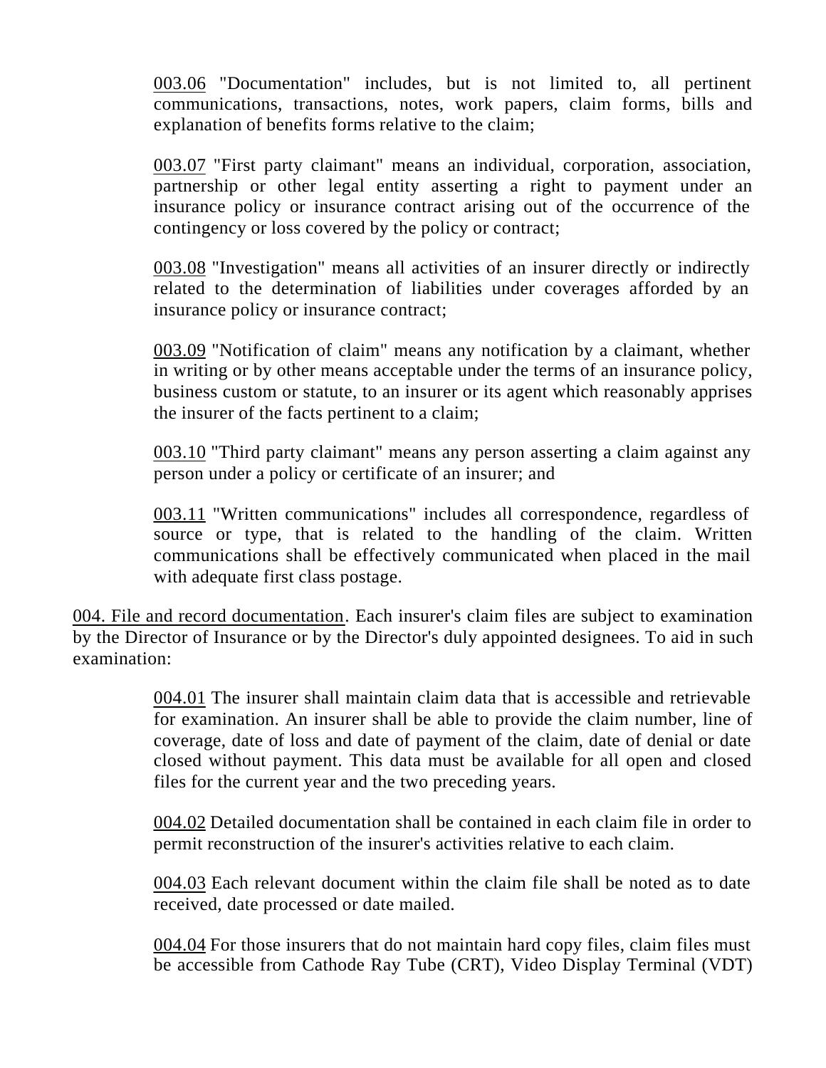003.06 "Documentation" includes, but is not limited to, all pertinent communications, transactions, notes, work papers, claim forms, bills and explanation of benefits forms relative to the claim;

003.07 "First party claimant" means an individual, corporation, association, partnership or other legal entity asserting a right to payment under an insurance policy or insurance contract arising out of the occurrence of the contingency or loss covered by the policy or contract;

003.08 "Investigation" means all activities of an insurer directly or indirectly related to the determination of liabilities under coverages afforded by an insurance policy or insurance contract;

003.09 "Notification of claim" means any notification by a claimant, whether in writing or by other means acceptable under the terms of an insurance policy, business custom or statute, to an insurer or its agent which reasonably apprises the insurer of the facts pertinent to a claim;

003.10 "Third party claimant" means any person asserting a claim against any person under a policy or certificate of an insurer; and

003.11 "Written communications" includes all correspondence, regardless of source or type, that is related to the handling of the claim. Written communications shall be effectively communicated when placed in the mail with adequate first class postage.

004. File and record documentation. Each insurer's claim files are subject to examination by the Director of Insurance or by the Director's duly appointed designees. To aid in such examination:

004.01 The insurer shall maintain claim data that is accessible and retrievable for examination. An insurer shall be able to provide the claim number, line of coverage, date of loss and date of payment of the claim, date of denial or date closed without payment. This data must be available for all open and closed files for the current year and the two preceding years.

004.02 Detailed documentation shall be contained in each claim file in order to permit reconstruction of the insurer's activities relative to each claim.

004.03 Each relevant document within the claim file shall be noted as to date received, date processed or date mailed.

004.04 For those insurers that do not maintain hard copy files, claim files must be accessible from Cathode Ray Tube (CRT), Video Display Terminal (VDT)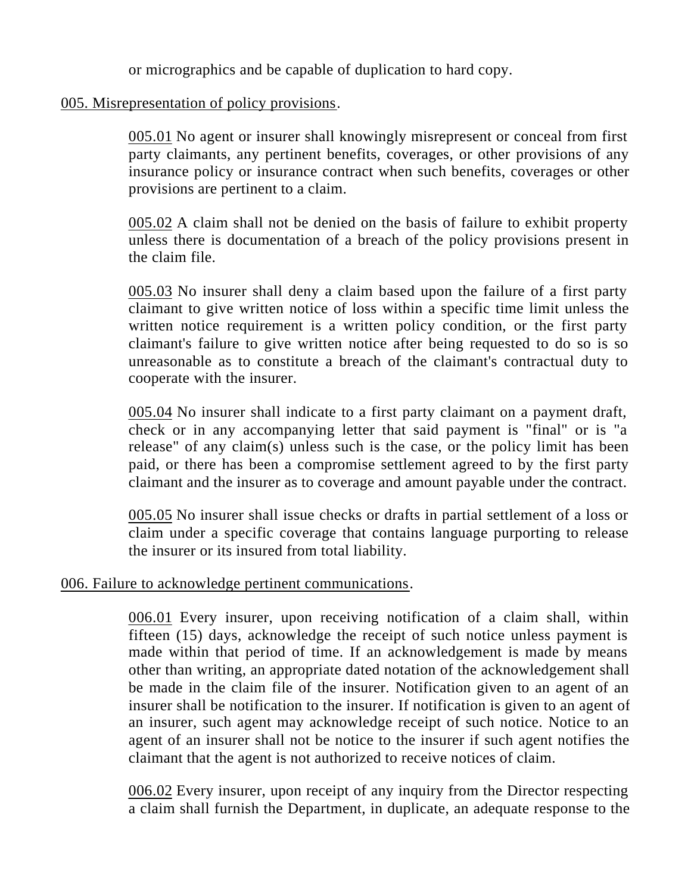or micrographics and be capable of duplication to hard copy.

005. Misrepresentation of policy provisions.

005.01 No agent or insurer shall knowingly misrepresent or conceal from first party claimants, any pertinent benefits, coverages, or other provisions of any insurance policy or insurance contract when such benefits, coverages or other provisions are pertinent to a claim.

005.02 A claim shall not be denied on the basis of failure to exhibit property unless there is documentation of a breach of the policy provisions present in the claim file.

005.03 No insurer shall deny a claim based upon the failure of a first party claimant to give written notice of loss within a specific time limit unless the written notice requirement is a written policy condition, or the first party claimant's failure to give written notice after being requested to do so is so unreasonable as to constitute a breach of the claimant's contractual duty to cooperate with the insurer.

005.04 No insurer shall indicate to a first party claimant on a payment draft, check or in any accompanying letter that said payment is "final" or is "a release" of any claim(s) unless such is the case, or the policy limit has been paid, or there has been a compromise settlement agreed to by the first party claimant and the insurer as to coverage and amount payable under the contract.

005.05 No insurer shall issue checks or drafts in partial settlement of a loss or claim under a specific coverage that contains language purporting to release the insurer or its insured from total liability.

006. Failure to acknowledge pertinent communications.

006.01 Every insurer, upon receiving notification of a claim shall, within fifteen (15) days, acknowledge the receipt of such notice unless payment is made within that period of time. If an acknowledgement is made by means other than writing, an appropriate dated notation of the acknowledgement shall be made in the claim file of the insurer. Notification given to an agent of an insurer shall be notification to the insurer. If notification is given to an agent of an insurer, such agent may acknowledge receipt of such notice. Notice to an agent of an insurer shall not be notice to the insurer if such agent notifies the claimant that the agent is not authorized to receive notices of claim.

006.02 Every insurer, upon receipt of any inquiry from the Director respecting a claim shall furnish the Department, in duplicate, an adequate response to the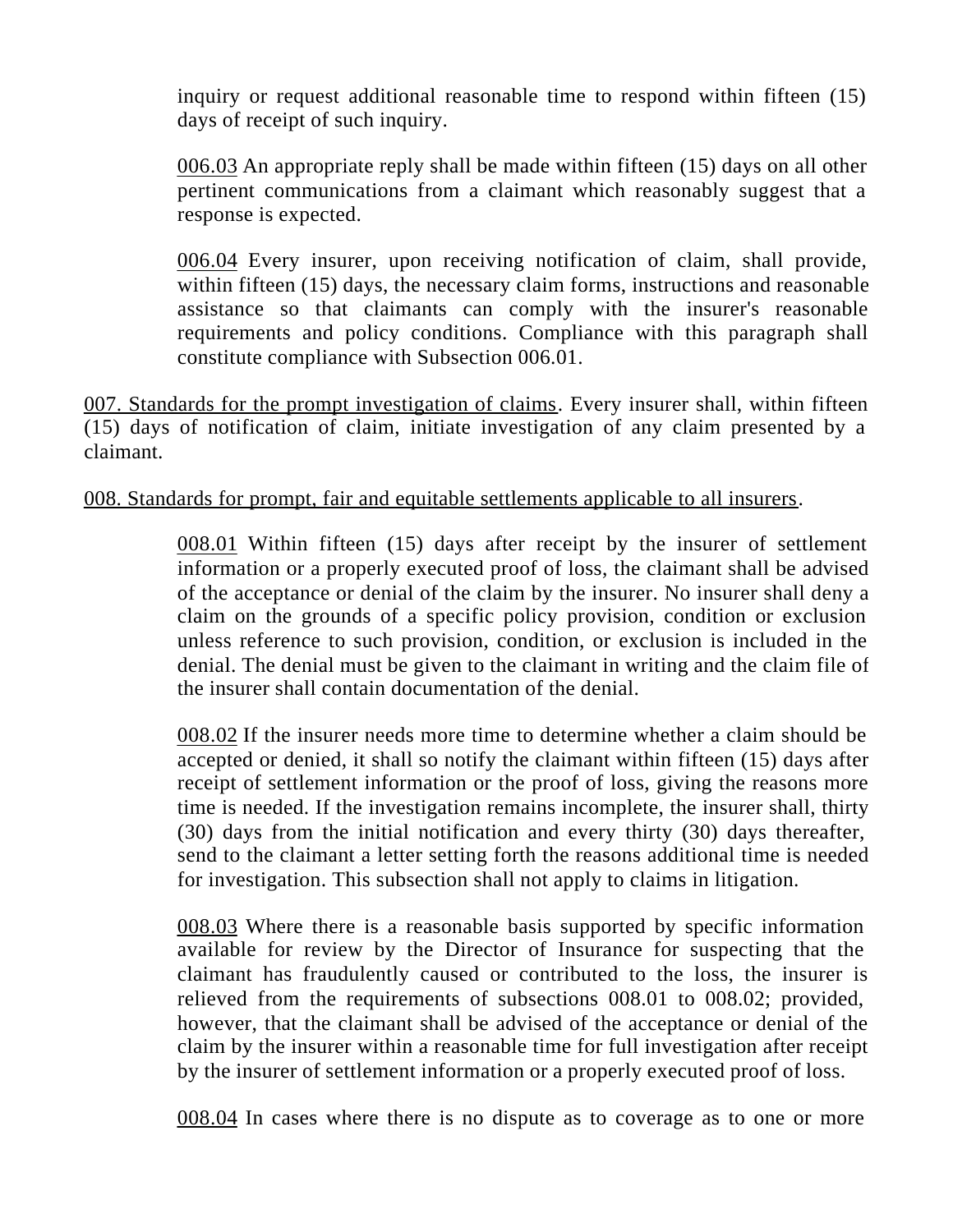inquiry or request additional reasonable time to respond within fifteen (15) days of receipt of such inquiry.

006.03 An appropriate reply shall be made within fifteen (15) days on all other pertinent communications from a claimant which reasonably suggest that a response is expected.

006.04 Every insurer, upon receiving notification of claim, shall provide, within fifteen (15) days, the necessary claim forms, instructions and reasonable assistance so that claimants can comply with the insurer's reasonable requirements and policy conditions. Compliance with this paragraph shall constitute compliance with Subsection 006.01.

007. Standards for the prompt investigation of claims. Every insurer shall, within fifteen (15) days of notification of claim, initiate investigation of any claim presented by a claimant.

008. Standards for prompt, fair and equitable settlements applicable to all insurers.

008.01 Within fifteen (15) days after receipt by the insurer of settlement information or a properly executed proof of loss, the claimant shall be advised of the acceptance or denial of the claim by the insurer. No insurer shall deny a claim on the grounds of a specific policy provision, condition or exclusion unless reference to such provision, condition, or exclusion is included in the denial. The denial must be given to the claimant in writing and the claim file of the insurer shall contain documentation of the denial.

008.02 If the insurer needs more time to determine whether a claim should be accepted or denied, it shall so notify the claimant within fifteen (15) days after receipt of settlement information or the proof of loss, giving the reasons more time is needed. If the investigation remains incomplete, the insurer shall, thirty (30) days from the initial notification and every thirty (30) days thereafter, send to the claimant a letter setting forth the reasons additional time is needed for investigation. This subsection shall not apply to claims in litigation.

008.03 Where there is a reasonable basis supported by specific information available for review by the Director of Insurance for suspecting that the claimant has fraudulently caused or contributed to the loss, the insurer is relieved from the requirements of subsections 008.01 to 008.02; provided, however, that the claimant shall be advised of the acceptance or denial of the claim by the insurer within a reasonable time for full investigation after receipt by the insurer of settlement information or a properly executed proof of loss.

008.04 In cases where there is no dispute as to coverage as to one or more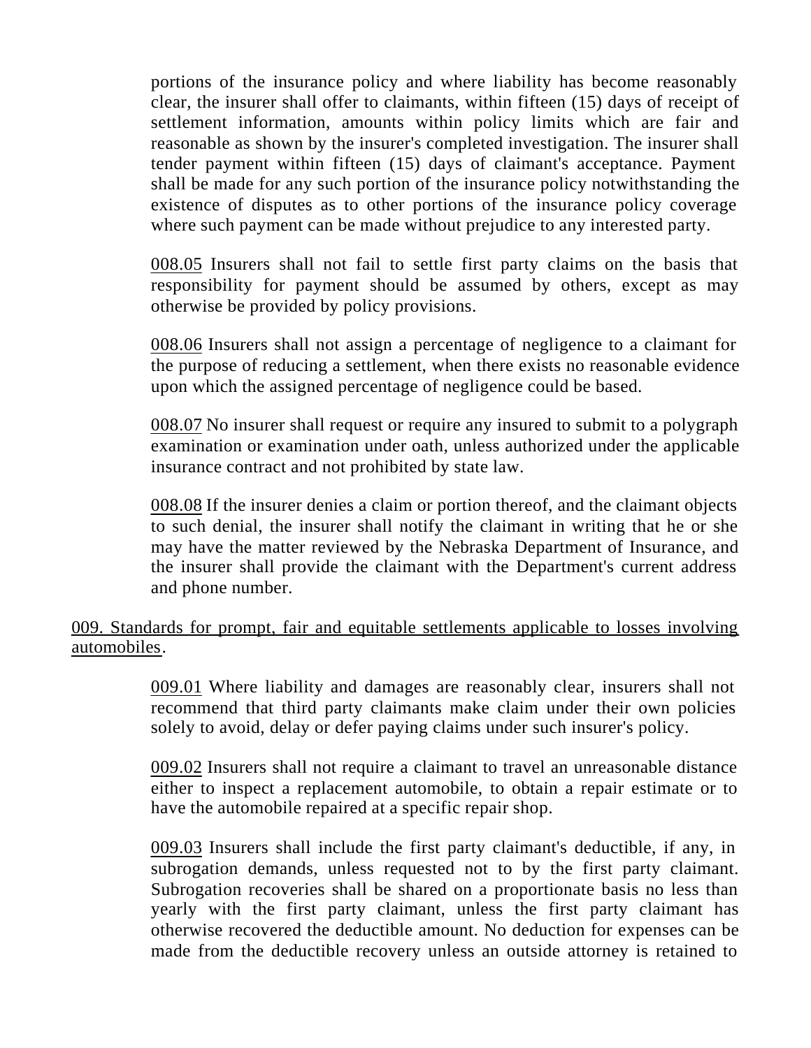portions of the insurance policy and where liability has become reasonably clear, the insurer shall offer to claimants, within fifteen (15) days of receipt of settlement information, amounts within policy limits which are fair and reasonable as shown by the insurer's completed investigation. The insurer shall tender payment within fifteen (15) days of claimant's acceptance. Payment shall be made for any such portion of the insurance policy notwithstanding the existence of disputes as to other portions of the insurance policy coverage where such payment can be made without prejudice to any interested party.

008.05 Insurers shall not fail to settle first party claims on the basis that responsibility for payment should be assumed by others, except as may otherwise be provided by policy provisions.

008.06 Insurers shall not assign a percentage of negligence to a claimant for the purpose of reducing a settlement, when there exists no reasonable evidence upon which the assigned percentage of negligence could be based.

008.07 No insurer shall request or require any insured to submit to a polygraph examination or examination under oath, unless authorized under the applicable insurance contract and not prohibited by state law.

008.08 If the insurer denies a claim or portion thereof, and the claimant objects to such denial, the insurer shall notify the claimant in writing that he or she may have the matter reviewed by the Nebraska Department of Insurance, and the insurer shall provide the claimant with the Department's current address and phone number.

009. Standards for prompt, fair and equitable settlements applicable to losses involving automobiles.

009.01 Where liability and damages are reasonably clear, insurers shall not recommend that third party claimants make claim under their own policies solely to avoid, delay or defer paying claims under such insurer's policy.

009.02 Insurers shall not require a claimant to travel an unreasonable distance either to inspect a replacement automobile, to obtain a repair estimate or to have the automobile repaired at a specific repair shop.

009.03 Insurers shall include the first party claimant's deductible, if any, in subrogation demands, unless requested not to by the first party claimant. Subrogation recoveries shall be shared on a proportionate basis no less than yearly with the first party claimant, unless the first party claimant has otherwise recovered the deductible amount. No deduction for expenses can be made from the deductible recovery unless an outside attorney is retained to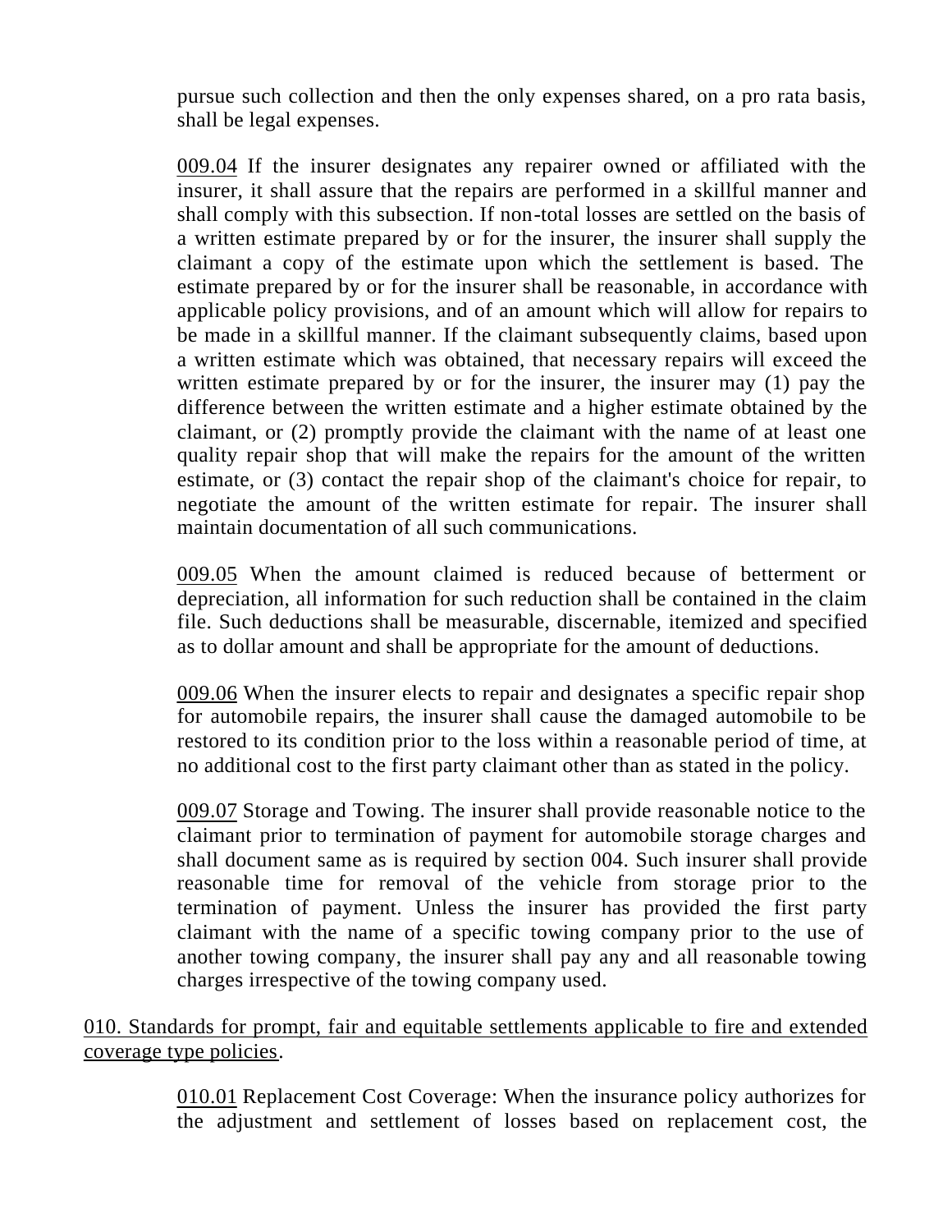pursue such collection and then the only expenses shared, on a pro rata basis, shall be legal expenses.

009.04 If the insurer designates any repairer owned or affiliated with the insurer, it shall assure that the repairs are performed in a skillful manner and shall comply with this subsection. If non-total losses are settled on the basis of a written estimate prepared by or for the insurer, the insurer shall supply the claimant a copy of the estimate upon which the settlement is based. The estimate prepared by or for the insurer shall be reasonable, in accordance with applicable policy provisions, and of an amount which will allow for repairs to be made in a skillful manner. If the claimant subsequently claims, based upon a written estimate which was obtained, that necessary repairs will exceed the written estimate prepared by or for the insurer, the insurer may (1) pay the difference between the written estimate and a higher estimate obtained by the claimant, or (2) promptly provide the claimant with the name of at least one quality repair shop that will make the repairs for the amount of the written estimate, or (3) contact the repair shop of the claimant's choice for repair, to negotiate the amount of the written estimate for repair. The insurer shall maintain documentation of all such communications.

009.05 When the amount claimed is reduced because of betterment or depreciation, all information for such reduction shall be contained in the claim file. Such deductions shall be measurable, discernable, itemized and specified as to dollar amount and shall be appropriate for the amount of deductions.

009.06 When the insurer elects to repair and designates a specific repair shop for automobile repairs, the insurer shall cause the damaged automobile to be restored to its condition prior to the loss within a reasonable period of time, at no additional cost to the first party claimant other than as stated in the policy.

009.07 Storage and Towing. The insurer shall provide reasonable notice to the claimant prior to termination of payment for automobile storage charges and shall document same as is required by section 004. Such insurer shall provide reasonable time for removal of the vehicle from storage prior to the termination of payment. Unless the insurer has provided the first party claimant with the name of a specific towing company prior to the use of another towing company, the insurer shall pay any and all reasonable towing charges irrespective of the towing company used.

010. Standards for prompt, fair and equitable settlements applicable to fire and extended coverage type policies.

010.01 Replacement Cost Coverage: When the insurance policy authorizes for the adjustment and settlement of losses based on replacement cost, the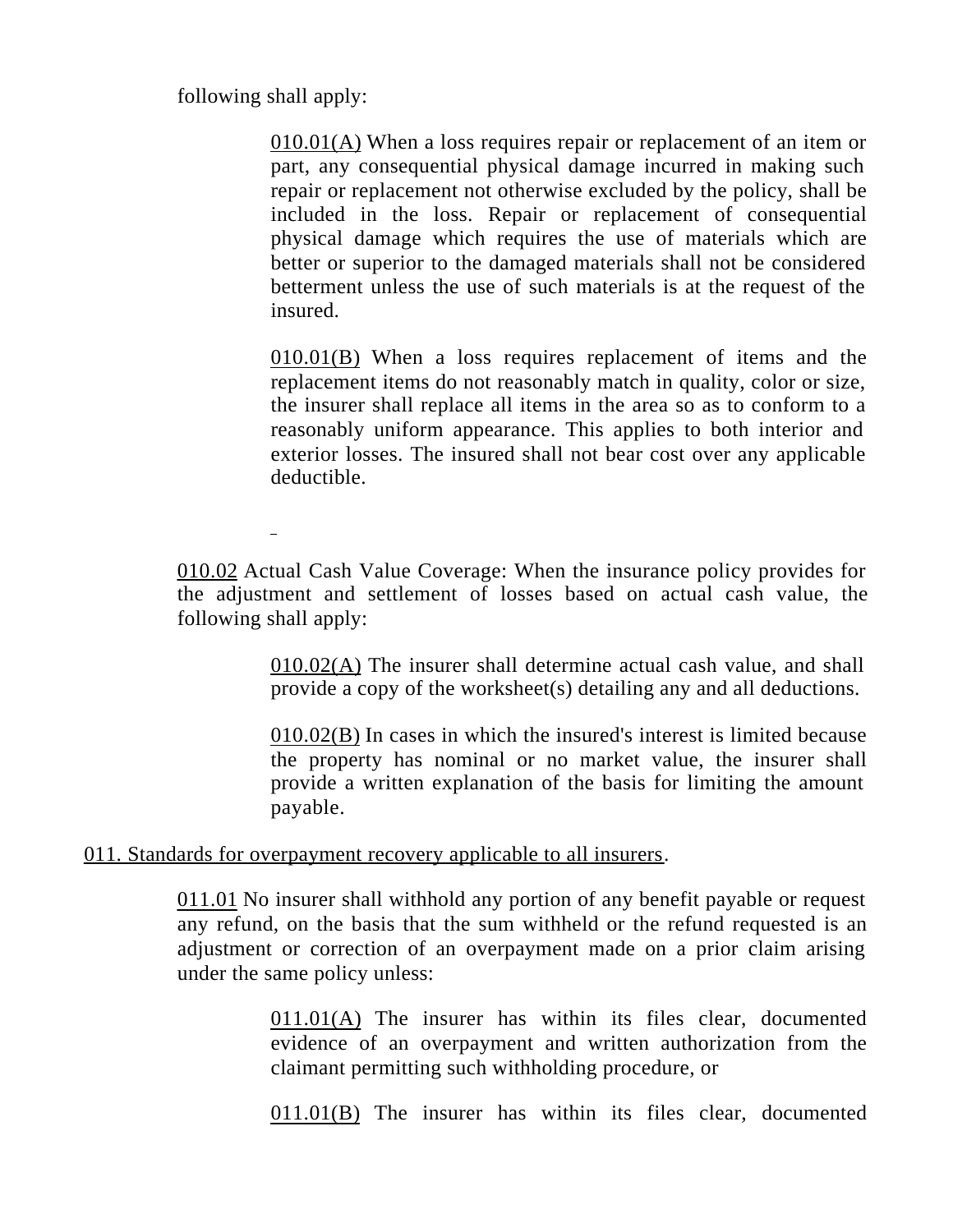following shall apply:

010.01(A) When a loss requires repair or replacement of an item or part, any consequential physical damage incurred in making such repair or replacement not otherwise excluded by the policy, shall be included in the loss. Repair or replacement of consequential physical damage which requires the use of materials which are better or superior to the damaged materials shall not be considered betterment unless the use of such materials is at the request of the insured.

010.01(B) When a loss requires replacement of items and the replacement items do not reasonably match in quality, color or size, the insurer shall replace all items in the area so as to conform to a reasonably uniform appearance. This applies to both interior and exterior losses. The insured shall not bear cost over any applicable deductible.

010.02 Actual Cash Value Coverage: When the insurance policy provides for the adjustment and settlement of losses based on actual cash value, the following shall apply:

010.02(A) The insurer shall determine actual cash value, and shall provide a copy of the worksheet(s) detailing any and all deductions.

010.02(B) In cases in which the insured's interest is limited because the property has nominal or no market value, the insurer shall provide a written explanation of the basis for limiting the amount payable.

011. Standards for overpayment recovery applicable to all insurers.

011.01 No insurer shall withhold any portion of any benefit payable or request any refund, on the basis that the sum withheld or the refund requested is an adjustment or correction of an overpayment made on a prior claim arising under the same policy unless:

011.01(A) The insurer has within its files clear, documented evidence of an overpayment and written authorization from the claimant permitting such withholding procedure, or

011.01(B) The insurer has within its files clear, documented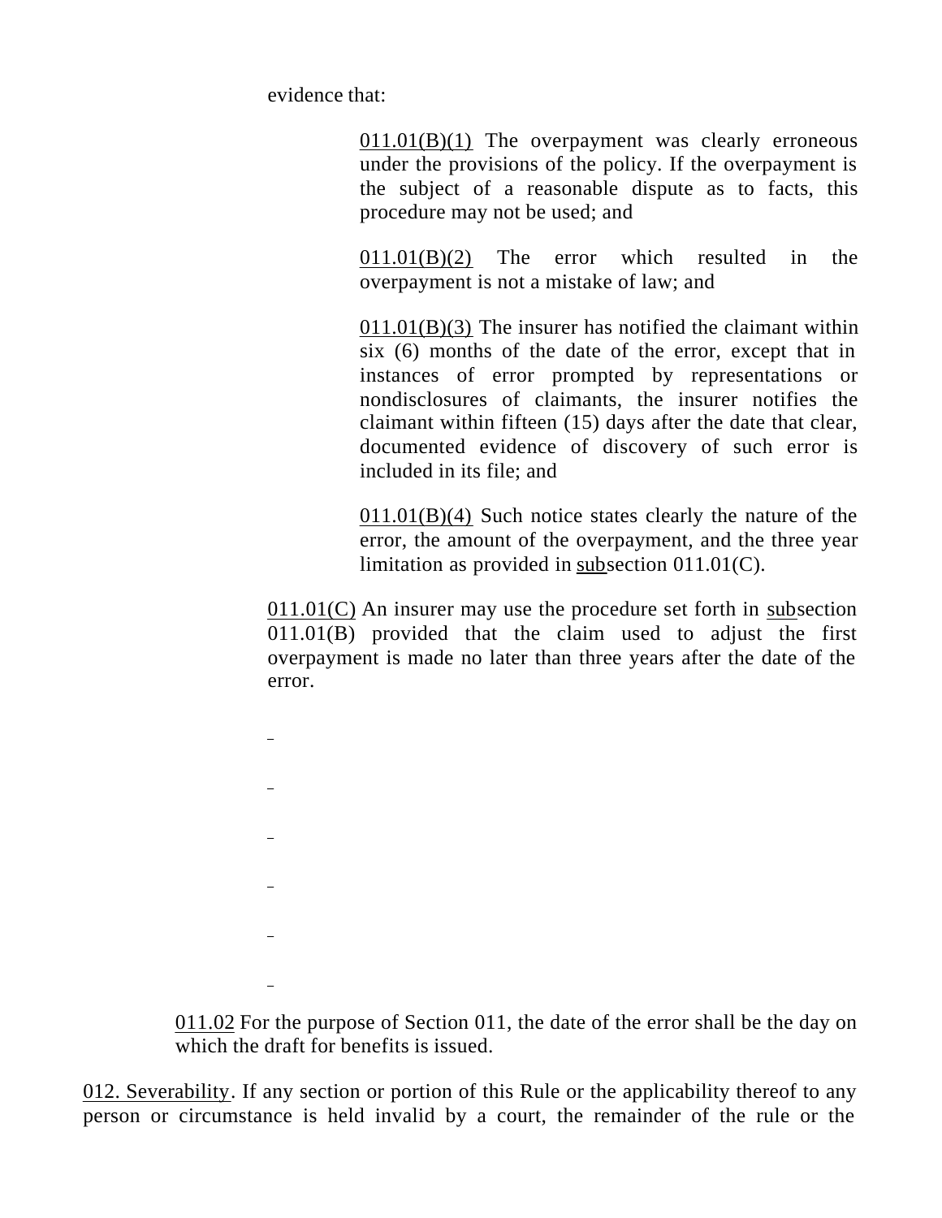evidence that:

011.01(B)(1) The overpayment was clearly erroneous under the provisions of the policy. If the overpayment is the subject of a reasonable dispute as to facts, this procedure may not be used; and

011.01(B)(2) The error which resulted in the overpayment is not a mistake of law; and

011.01(B)(3) The insurer has notified the claimant within six (6) months of the date of the error, except that in instances of error prompted by representations or nondisclosures of claimants, the insurer notifies the claimant within fifteen (15) days after the date that clear, documented evidence of discovery of such error is included in its file; and

011.01(B)(4) Such notice states clearly the nature of the error, the amount of the overpayment, and the three year limitation as provided in subsection 011.01(C).

011.01(C) An insurer may use the procedure set forth in subsection 011.01(B) provided that the claim used to adjust the first overpayment is made no later than three years after the date of the error.

011.02 For the purpose of Section 011, the date of the error shall be the day on which the draft for benefits is issued.

012. Severability. If any section or portion of this Rule or the applicability thereof to any person or circumstance is held invalid by a court, the remainder of the rule or the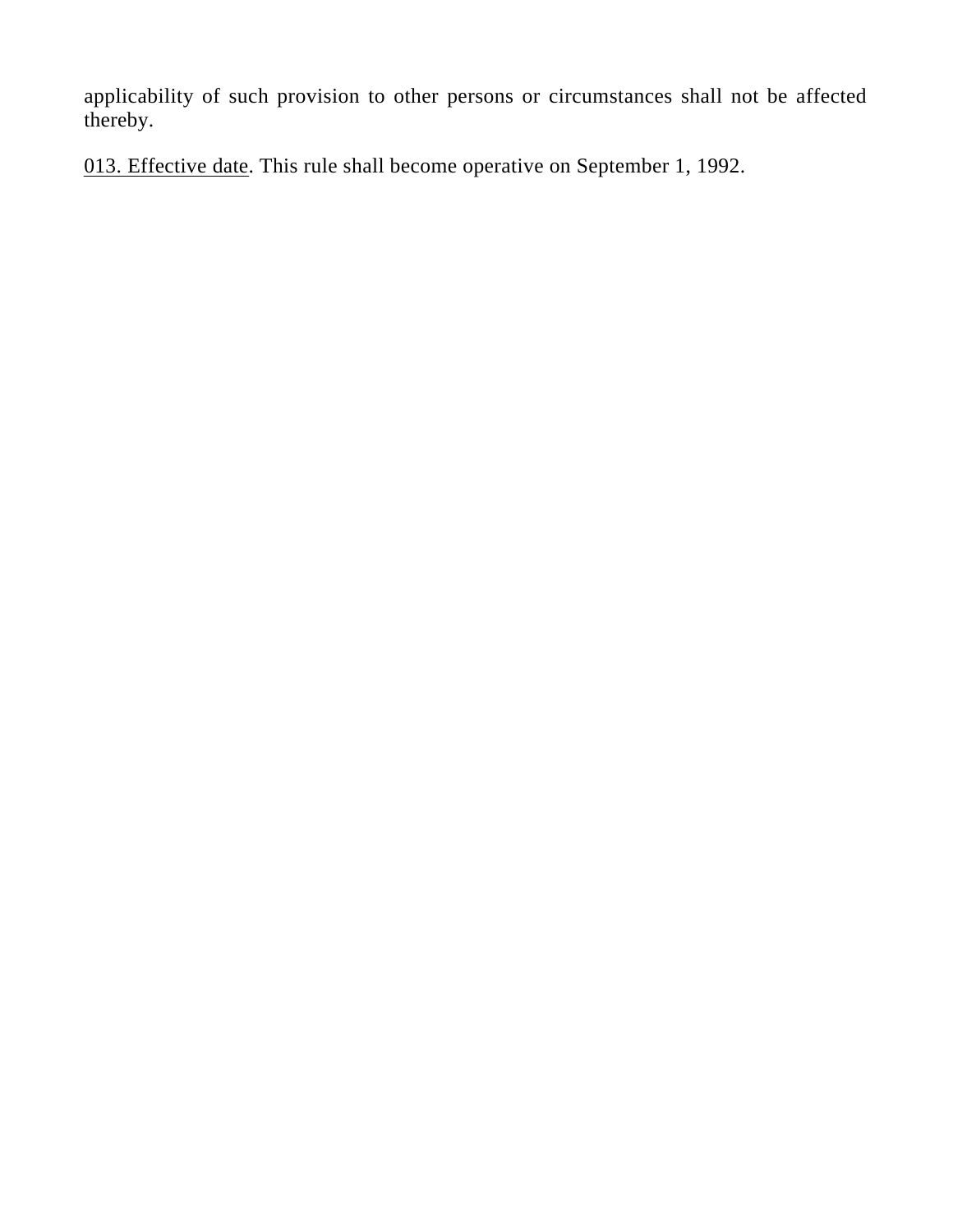applicability of such provision to other persons or circumstances shall not be affected thereby.

013. Effective date. This rule shall become operative on September 1, 1992.